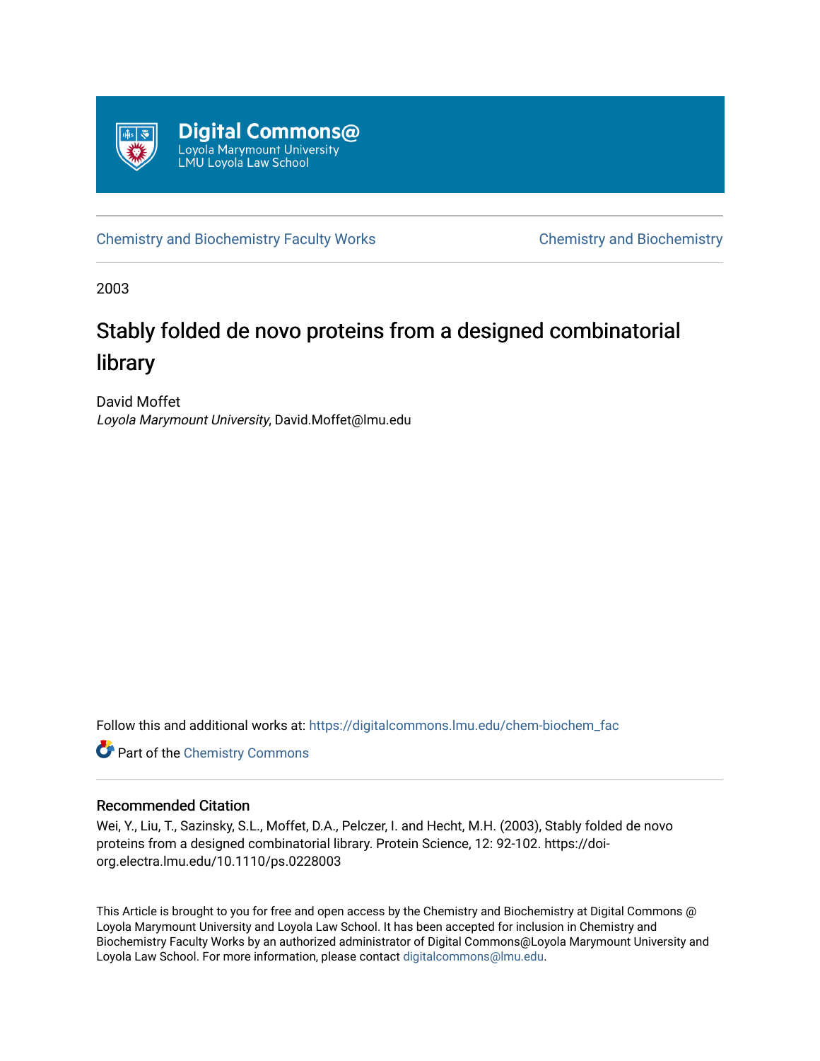Digital Commons@
Loyola Marymount University
LMU Loyola Law School

Chemistry and Biochemistry Faculty Works | Chemistry and Biochemistry

2003

# Stably folded de novo proteins from a designed combinatorial library

David Moffet
*Loyola Marymount University*, David.Moffet@lmu.edu

Follow this and additional works at: https://digitalcommons.lmu.edu/chem-biochem_fac

Part of the Chemistry Commons

## Recommended Citation

Wei, Y., Liu, T., Sazinsky, S.L., Moffet, D.A., Pelczer, I. and Hecht, M.H. (2003), Stably folded de novo proteins from a designed combinatorial library. Protein Science, 12: 92-102. https://doi-org.electra.lmu.edu/10.1110/ps.0228003

This Article is brought to you for free and open access by the Chemistry and Biochemistry at Digital Commons @ Loyola Marymount University and Loyola Law School. It has been accepted for inclusion in Chemistry and Biochemistry Faculty Works by an authorized administrator of Digital Commons@Loyola Marymount University and Loyola Law School. For more information, please contact digitalcommons@lmu.edu.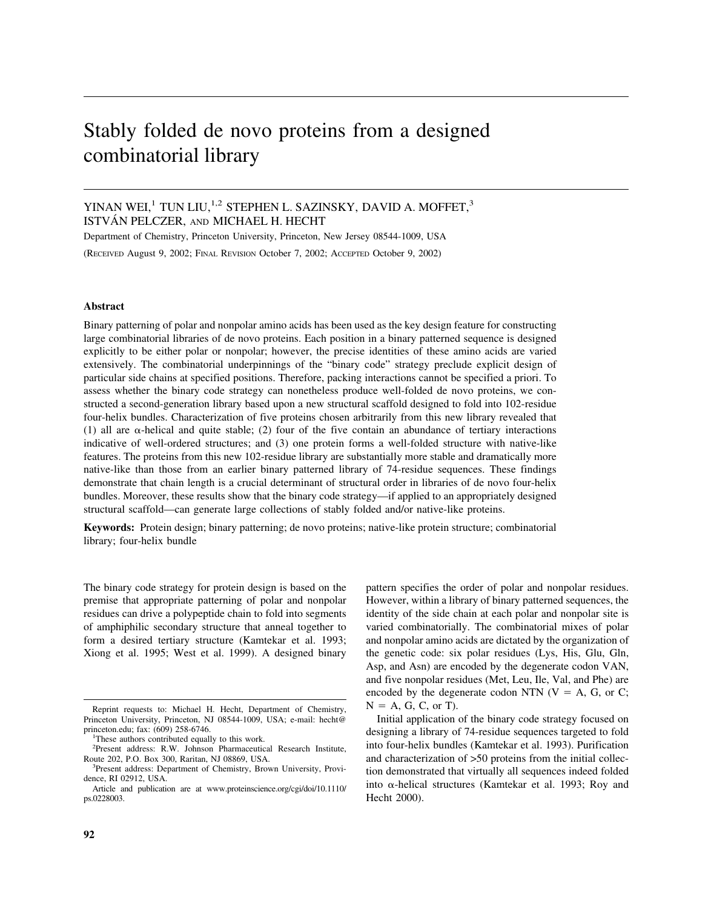# Stably folded de novo proteins from a designed combinatorial library

YINAN WEI,[1] TUN LIU,[1,2] STEPHEN L. SAZINSKY, DAVID A. MOFFET,[3] ISTVÁN PELCZER, AND MICHAEL H. HECHT

Department of Chemistry, Princeton University, Princeton, New Jersey 08544-1009, USA

(RECEIVED August 9, 2002; FINAL REVISION October 7, 2002; ACCEPTED October 9, 2002)

## Abstract

Binary patterning of polar and nonpolar amino acids has been used as the key design feature for constructing large combinatorial libraries of de novo proteins. Each position in a binary patterned sequence is designed explicitly to be either polar or nonpolar; however, the precise identities of these amino acids are varied extensively. The combinatorial underpinnings of the "binary code" strategy preclude explicit design of particular side chains at specified positions. Therefore, packing interactions cannot be specified a priori. To assess whether the binary code strategy can nonetheless produce well-folded de novo proteins, we constructed a second-generation library based upon a new structural scaffold designed to fold into 102-residue four-helix bundles. Characterization of five proteins chosen arbitrarily from this new library revealed that (1) all are α-helical and quite stable; (2) four of the five contain an abundance of tertiary interactions indicative of well-ordered structures; and (3) one protein forms a well-folded structure with native-like features. The proteins from this new 102-residue library are substantially more stable and dramatically more native-like than those from an earlier binary patterned library of 74-residue sequences. These findings demonstrate that chain length is a crucial determinant of structural order in libraries of de novo four-helix bundles. Moreover, these results show that the binary code strategy—if applied to an appropriately designed structural scaffold—can generate large collections of stably folded and/or native-like proteins.

**Keywords:** Protein design; binary patterning; de novo proteins; native-like protein structure; combinatorial library; four-helix bundle

The binary code strategy for protein design is based on the premise that appropriate patterning of polar and nonpolar residues can drive a polypeptide chain to fold into segments of amphiphilic secondary structure that anneal together to form a desired tertiary structure (Kamtekar et al. 1993; Xiong et al. 1995; West et al. 1999). A designed binary pattern specifies the order of polar and nonpolar residues. However, within a library of binary patterned sequences, the identity of the side chain at each polar and nonpolar site is varied combinatorially. The combinatorial mixes of polar and nonpolar amino acids are dictated by the organization of the genetic code: six polar residues (Lys, His, Glu, Gln, Asp, and Asn) are encoded by the degenerate codon VAN, and five nonpolar residues (Met, Leu, Ile, Val, and Phe) are encoded by the degenerate codon NTN (V = A, G, or C; N = A, G, C, or T).

Initial application of the binary code strategy focused on designing a library of 74-residue sequences targeted to fold into four-helix bundles (Kamtekar et al. 1993). Purification and characterization of >50 proteins from the initial collection demonstrated that virtually all sequences indeed folded into α-helical structures (Kamtekar et al. 1993; Roy and Hecht 2000).

Reprint requests to: Michael H. Hecht, Department of Chemistry, Princeton University, Princeton, NJ 08544-1009, USA; e-mail: hecht@princeton.edu; fax: (609) 258-6746.

[1] These authors contributed equally to this work.

[2] Present address: R.W. Johnson Pharmaceutical Research Institute, Route 202, P.O. Box 300, Raritan, NJ 08869, USA.

[3] Present address: Department of Chemistry, Brown University, Providence, RI 02912, USA.

Article and publication are at www.proteinscience.org/cgi/doi/10.1110/ps.0228003.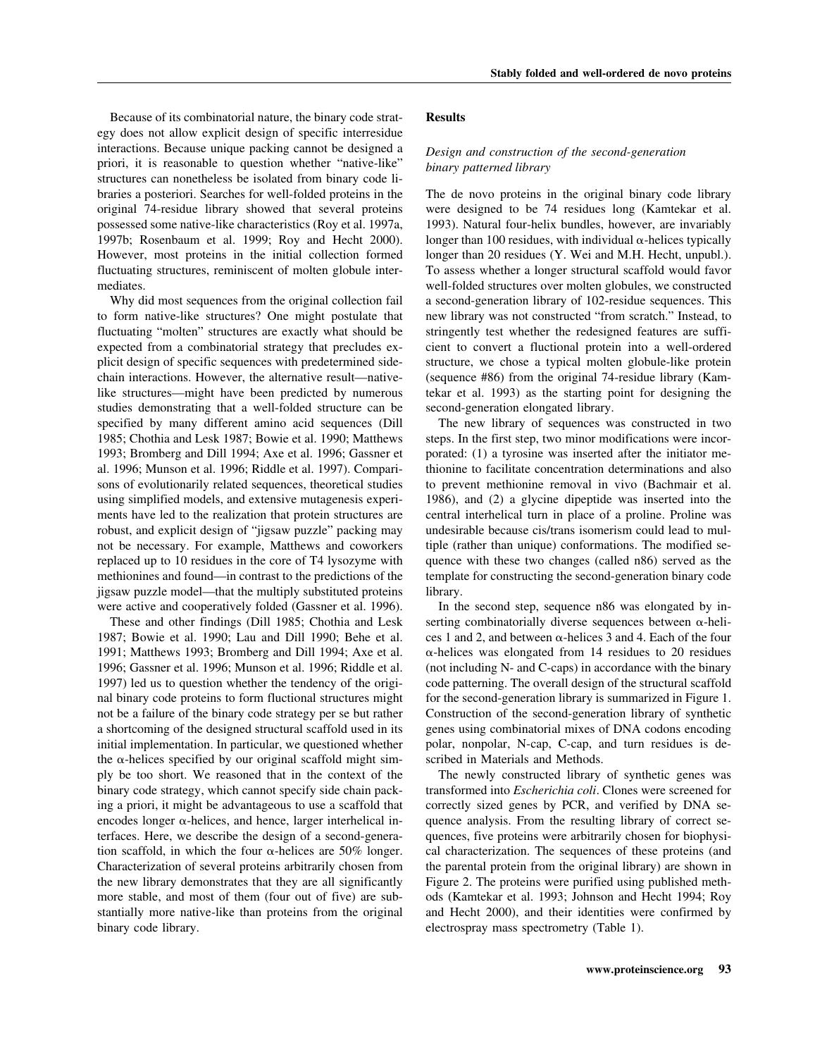Because of its combinatorial nature, the binary code strategy does not allow explicit design of specific interresidue interactions. Because unique packing cannot be designed a priori, it is reasonable to question whether "native-like" structures can nonetheless be isolated from binary code libraries a posteriori. Searches for well-folded proteins in the original 74-residue library showed that several proteins possessed some native-like characteristics (Roy et al. 1997a, 1997b; Rosenbaum et al. 1999; Roy and Hecht 2000). However, most proteins in the initial collection formed fluctuating structures, reminiscent of molten globule intermediates.

Why did most sequences from the original collection fail to form native-like structures? One might postulate that fluctuating "molten" structures are exactly what should be expected from a combinatorial strategy that precludes explicit design of specific sequences with predetermined side-chain interactions. However, the alternative result—native-like structures—might have been predicted by numerous studies demonstrating that a well-folded structure can be specified by many different amino acid sequences (Dill 1985; Chothia and Lesk 1987; Bowie et al. 1990; Matthews 1993; Bromberg and Dill 1994; Axe et al. 1996; Gassner et al. 1996; Munson et al. 1996; Riddle et al. 1997). Comparisons of evolutionarily related sequences, theoretical studies using simplified models, and extensive mutagenesis experiments have led to the realization that protein structures are robust, and explicit design of "jigsaw puzzle" packing may not be necessary. For example, Matthews and coworkers replaced up to 10 residues in the core of T4 lysozyme with methionines and found—in contrast to the predictions of the jigsaw puzzle model—that the multiply substituted proteins were active and cooperatively folded (Gassner et al. 1996).

These and other findings (Dill 1985; Chothia and Lesk 1987; Bowie et al. 1990; Lau and Dill 1990; Behe et al. 1991; Matthews 1993; Bromberg and Dill 1994; Axe et al. 1996; Gassner et al. 1996; Munson et al. 1996; Riddle et al. 1997) led us to question whether the tendency of the original binary code proteins to form fluctional structures might not be a failure of the binary code strategy per se but rather a shortcoming of the designed structural scaffold used in its initial implementation. In particular, we questioned whether the α-helices specified by our original scaffold might simply be too short. We reasoned that in the context of the binary code strategy, which cannot specify side chain packing a priori, it might be advantageous to use a scaffold that encodes longer α-helices, and hence, larger interhelical interfaces. Here, we describe the design of a second-generation scaffold, in which the four α-helices are 50% longer. Characterization of several proteins arbitrarily chosen from the new library demonstrates that they are all significantly more stable, and most of them (four out of five) are substantially more native-like than proteins from the original binary code library.

## Results

### *Design and construction of the second-generation binary patterned library*

The de novo proteins in the original binary code library were designed to be 74 residues long (Kamtekar et al. 1993). Natural four-helix bundles, however, are invariably longer than 100 residues, with individual α-helices typically longer than 20 residues (Y. Wei and M.H. Hecht, unpubl.). To assess whether a longer structural scaffold would favor well-folded structures over molten globules, we constructed a second-generation library of 102-residue sequences. This new library was not constructed "from scratch." Instead, to stringently test whether the redesigned features are sufficient to convert a fluctional protein into a well-ordered structure, we chose a typical molten globule-like protein (sequence #86) from the original 74-residue library (Kamtekar et al. 1993) as the starting point for designing the second-generation elongated library.

The new library of sequences was constructed in two steps. In the first step, two minor modifications were incorporated: (1) a tyrosine was inserted after the initiator methionine to facilitate concentration determinations and also to prevent methionine removal in vivo (Bachmair et al. 1986), and (2) a glycine dipeptide was inserted into the central interhelical turn in place of a proline. Proline was undesirable because cis/trans isomerism could lead to multiple (rather than unique) conformations. The modified sequence with these two changes (called n86) served as the template for constructing the second-generation binary code library.

In the second step, sequence n86 was elongated by inserting combinatorially diverse sequences between α-helices 1 and 2, and between α-helices 3 and 4. Each of the four α-helices was elongated from 14 residues to 20 residues (not including N- and C-caps) in accordance with the binary code patterning. The overall design of the structural scaffold for the second-generation library is summarized in Figure 1. Construction of the second-generation library of synthetic genes using combinatorial mixes of DNA codons encoding polar, nonpolar, N-cap, C-cap, and turn residues is described in Materials and Methods.

The newly constructed library of synthetic genes was transformed into *Escherichia coli*. Clones were screened for correctly sized genes by PCR, and verified by DNA sequence analysis. From the resulting library of correct sequences, five proteins were arbitrarily chosen for biophysical characterization. The sequences of these proteins (and the parental protein from the original library) are shown in Figure 2. The proteins were purified using published methods (Kamtekar et al. 1993; Johnson and Hecht 1994; Roy and Hecht 2000), and their identities were confirmed by electrospray mass spectrometry (Table 1).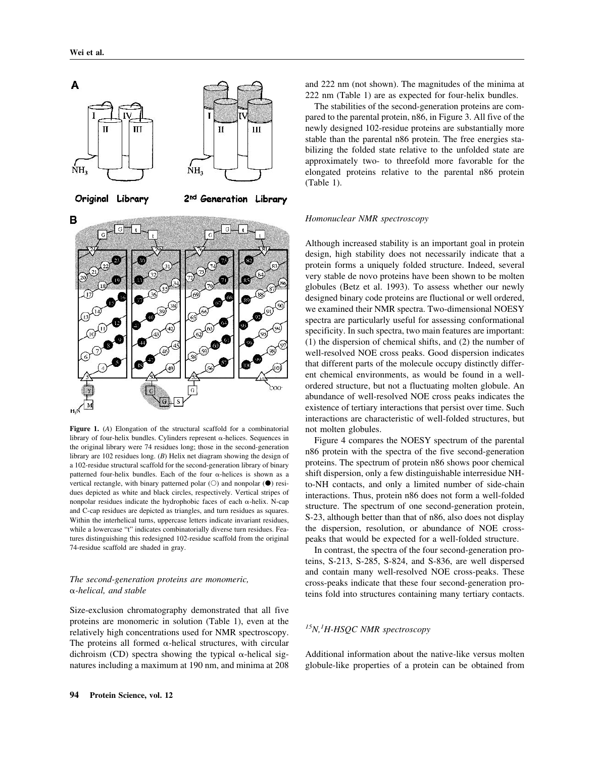A

Original Library

2nd Generation Library

B

**Figure 1.** (*A*) Elongation of the structural scaffold for a combinatorial library of four-helix bundles. Cylinders represent α-helices. Sequences in the original library were 74 residues long; those in the second-generation library are 102 residues long. (*B*) Helix net diagram showing the design of a 102-residue structural scaffold for the second-generation library of binary patterned four-helix bundles. Each of the four α-helices is shown as a vertical rectangle, with binary patterned polar (○) and nonpolar (●) residues depicted as white and black circles, respectively. Vertical stripes of nonpolar residues indicate the hydrophobic faces of each α-helix. N-cap and C-cap residues are depicted as triangles, and turn residues as squares. Within the interhelical turns, uppercase letters indicate invariant residues, while a lowercase "t" indicates combinatorially diverse turn residues. Features distinguishing this redesigned 102-residue scaffold from the original 74-residue scaffold are shaded in gray.

### *The second-generation proteins are monomeric, α-helical, and stable*

Size-exclusion chromatography demonstrated that all five proteins are monomeric in solution (Table 1), even at the relatively high concentrations used for NMR spectroscopy. The proteins all formed α-helical structures, with circular dichroism (CD) spectra showing the typical α-helical signatures including a maximum at 190 nm, and minima at 208 and 222 nm (not shown). The magnitudes of the minima at 222 nm (Table 1) are as expected for four-helix bundles.

The stabilities of the second-generation proteins are compared to the parental protein, n86, in Figure 3. All five of the newly designed 102-residue proteins are substantially more stable than the parental n86 protein. The free energies stabilizing the folded state relative to the unfolded state are approximately two- to threefold more favorable for the elongated proteins relative to the parental n86 protein (Table 1).

### *Homonuclear NMR spectroscopy*

Although increased stability is an important goal in protein design, high stability does not necessarily indicate that a protein forms a uniquely folded structure. Indeed, several very stable de novo proteins have been shown to be molten globules (Betz et al. 1993). To assess whether our newly designed binary code proteins are fluctional or well ordered, we examined their NMR spectra. Two-dimensional NOESY spectra are particularly useful for assessing conformational specificity. In such spectra, two main features are important: (1) the dispersion of chemical shifts, and (2) the number of well-resolved NOE cross peaks. Good dispersion indicates that different parts of the molecule occupy distinctly different chemical environments, as would be found in a well-ordered structure, but not a fluctuating molten globule. An abundance of well-resolved NOE cross peaks indicates the existence of tertiary interactions that persist over time. Such interactions are characteristic of well-folded structures, but not molten globules.

Figure 4 compares the NOESY spectrum of the parental n86 protein with the spectra of the five second-generation proteins. The spectrum of protein n86 shows poor chemical shift dispersion, only a few distinguishable interresidue NH-to-NH contacts, and only a limited number of side-chain interactions. Thus, protein n86 does not form a well-folded structure. The spectrum of one second-generation protein, S-23, although better than that of n86, also does not display the dispersion, resolution, or abundance of NOE cross-peaks that would be expected for a well-folded structure.

In contrast, the spectra of the four second-generation proteins, S-213, S-285, S-824, and S-836, are well dispersed and contain many well-resolved NOE cross-peaks. These cross-peaks indicate that these four second-generation proteins fold into structures containing many tertiary contacts.

### *$^{15}N$,$^{1}H$-HSQC NMR spectroscopy*

Additional information about the native-like versus molten globule-like properties of a protein can be obtained from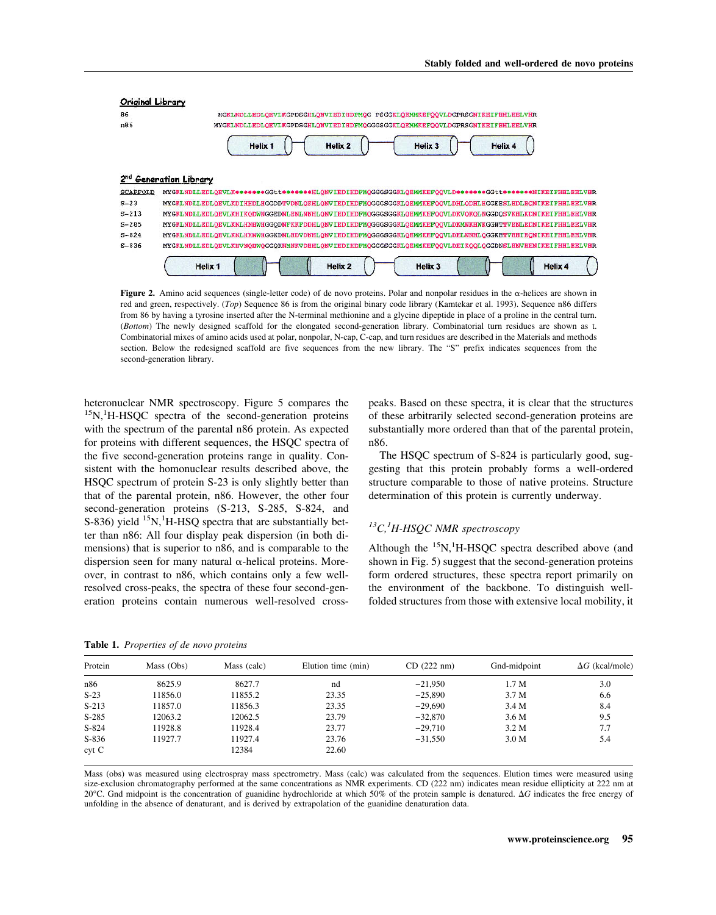Original Library

86 MGKLNDLLEDLQEVLKGPDSGELQNVIEDIHDFMQG PSGGKLQEMMKEFQQVLDGPRSGNIKEIFHHLEELVHR

n86 MYGKLNDLLEDLQEVLKGPDSGELQNVIEDIHDFMQGGGSGGKLQEMMKEFQQVLDGPRSGNIKEIFHHLEELVHR

Helix 1 Helix 2 Helix 3 Helix 4

2nd Generation Library

SCAFFOLD MYGKLNDLLEDLQEVLK●●●●●●●GGtt●●●●●●●HLQNVIEDIHDFMQGGGSGGKLQEMMKEFQQVLD●●●●●●●GGtt●●●●●●●NIKEIFHHLEELVHR

S-23 MYGKLNDLLEDLQEVLKDIHHDLHGGDDTVDNLQRHLQNVIEDIHDFMQGGGSGGKLQEMMKEFQQVLDHLQDHLEGGEESLHDLHQNIKEIFHHLEELVHR

S-213 MYGKLNDLLEDLQEVLKHIKQDWNGGEDNLENLNNHLQNVIEDIHDFMQGGGSGGKLQEMMKEFQQVLDKVQKQLNGGDQSVKHLKDNIKEIFHHLEELVHR

S-285 MYGKLNDLLEDLQEVLKNLHNHWNGGQDNFKKFDDHLQNVIEDIHDFMQGGGSGGKLQEMMKEFQQVLDKMNKHWEGGNTTVENLEDNIKEIFHHLEELVHR

S-824 MYGKLNDLLEDLQEVLKNLHKNWHGGKDNLHDVDNHLQNVIEDIHDFMQGGGSGGKLQEMMKEFQQVLDELNNHLQGGKHTVHHIEQNIKEIFHHLEELVHR

S-836 MYGKLNDLLEDLQEVLKHVNQHWQGGQKNMNKVDEHLQNVIEDIHDFMQGGGSGGKLQEMMKEFQQVLDEIKQQLQGGDNSLHNVHENIKEIFHHLEELVHR

Helix 1 Helix 2 Helix 3 Helix 4

**Figure 2.** Amino acid sequences (single-letter code) of de novo proteins. Polar and nonpolar residues in the α-helices are shown in red and green, respectively. (*Top*) Sequence 86 is from the original binary code library (Kamtekar et al. 1993). Sequence n86 differs from 86 by having a tyrosine inserted after the N-terminal methionine and a glycine dipeptide in place of a proline in the central turn. (*Bottom*) The newly designed scaffold for the elongated second-generation library. Combinatorial turn residues are shown as t. Combinatorial mixes of amino acids used at polar, nonpolar, N-cap, C-cap, and turn residues are described in the Materials and methods section. Below the redesigned scaffold are five sequences from the new library. The "S" prefix indicates sequences from the second-generation library.

heteronuclear NMR spectroscopy. Figure 5 compares the $^{15}$N,$^{1}$H-HSQC spectra of the second-generation proteins with the spectrum of the parental n86 protein. As expected for proteins with different sequences, the HSQC spectra of the five second-generation proteins range in quality. Consistent with the homonuclear results described above, the HSQC spectrum of protein S-23 is only slightly better than that of the parental protein, n86. However, the other four second-generation proteins (S-213, S-285, S-824, and S-836) yield $^{15}$N,$^{1}$H-HSQ spectra that are substantially better than n86: All four display peak dispersion (in both dimensions) that is superior to n86, and is comparable to the dispersion seen for many natural α-helical proteins. Moreover, in contrast to n86, which contains only a few well-resolved cross-peaks, the spectra of these four second-generation proteins contain numerous well-resolved cross-peaks. Based on these spectra, it is clear that the structures of these arbitrarily selected second-generation proteins are substantially more ordered than that of the parental protein, n86.

The HSQC spectrum of S-824 is particularly good, suggesting that this protein probably forms a well-ordered structure comparable to those of native proteins. Structure determination of this protein is currently underway.

### *$^{13}$C,$^{1}$H-HSQC NMR spectroscopy*

Although the $^{15}$N,$^{1}$H-HSQC spectra described above (and shown in Fig. 5) suggest that the second-generation proteins form ordered structures, these spectra report primarily on the environment of the backbone. To distinguish well-folded structures from those with extensive local mobility, it

**Table 1.** *Properties of de novo proteins*

| Protein | Mass (Obs) | Mass (calc) | Elution time (min) | CD (222 nm) | Gnd-midpoint | ΔG (kcal/mole) |
|---|---|---|---|---|---|---|
| n86 | 8625.9 | 8627.7 | nd | −21,950 | 1.7 M | 3.0 |
| S-23 | 11856.0 | 11855.2 | 23.35 | −25,890 | 3.7 M | 6.6 |
| S-213 | 11857.0 | 11856.3 | 23.35 | −29,690 | 3.4 M | 8.4 |
| S-285 | 12063.2 | 12062.5 | 23.79 | −32,870 | 3.6 M | 9.5 |
| S-824 | 11928.8 | 11928.4 | 23.77 | −29,710 | 3.2 M | 7.7 |
| S-836 | 11927.7 | 11927.4 | 23.76 | −31,550 | 3.0 M | 5.4 |
| cyt C | | 12384 | 22.60 | | | |

Mass (obs) was measured using electrospray mass spectrometry. Mass (calc) was calculated from the sequences. Elution times were measured using size-exclusion chromatography performed at the same concentrations as NMR experiments. CD (222 nm) indicates mean residue ellipticity at 222 nm at 20°C. Gnd midpoint is the concentration of guanidine hydrochloride at which 50% of the protein sample is denatured. ΔG indicates the free energy of unfolding in the absence of denaturant, and is derived by extrapolation of the guanidine denaturation data.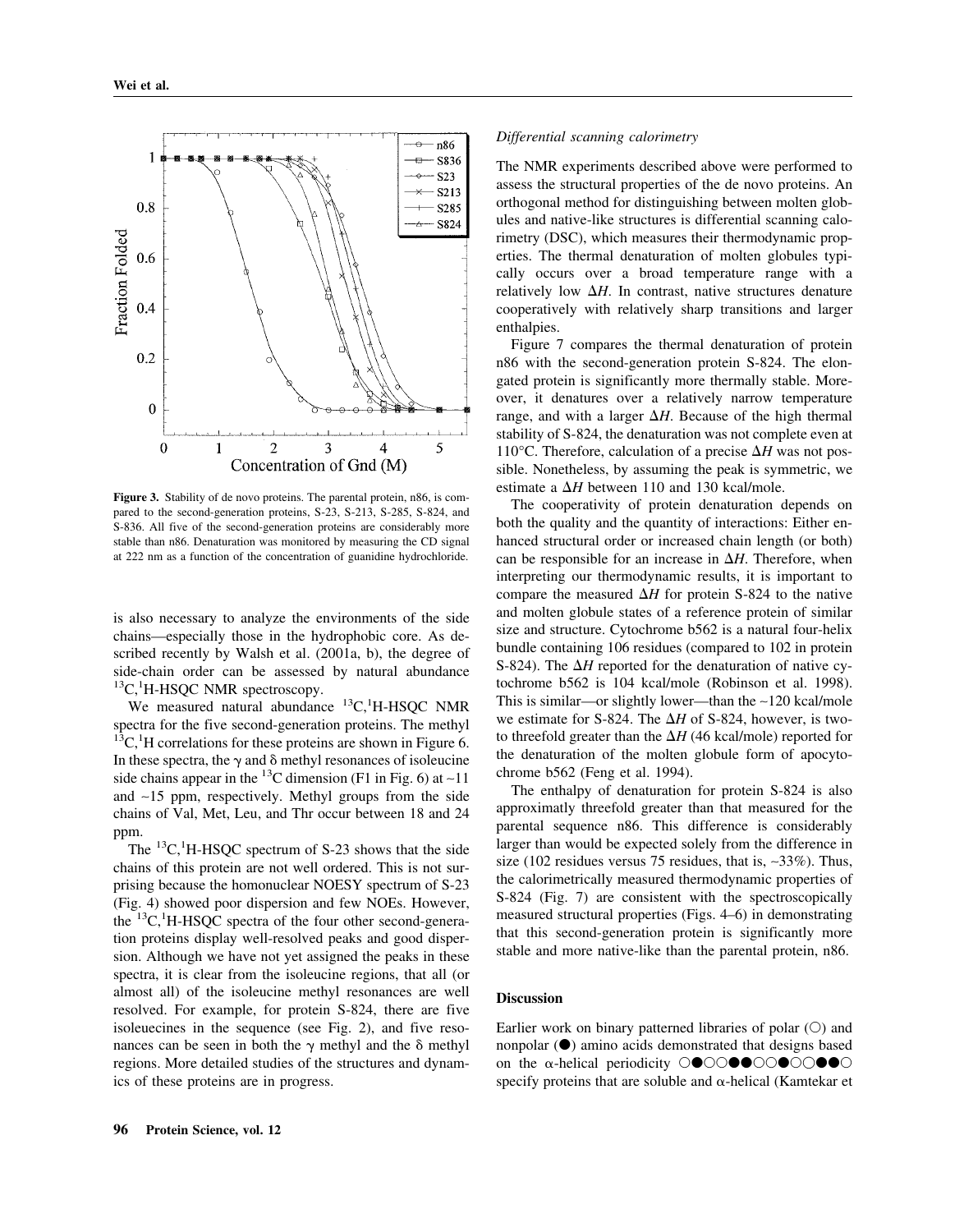n86
S836
S23
S213
S285
S824

1
0.8
0.6
0.4
0.2
0

Fraction Folded

0 1 2 3 4 5

Concentration of Gnd (M)

**Figure 3.** Stability of de novo proteins. The parental protein, n86, is compared to the second-generation proteins, S-23, S-213, S-285, S-824, and S-836. All five of the second-generation proteins are considerably more stable than n86. Denaturation was monitored by measuring the CD signal at 222 nm as a function of the concentration of guanidine hydrochloride.

is also necessary to analyze the environments of the side chains—especially those in the hydrophobic core. As described recently by Walsh et al. (2001a, b), the degree of side-chain order can be assessed by natural abundance $^{13}C$,$^{1}H$-HSQC NMR spectroscopy.

We measured natural abundance $^{13}C$,$^{1}H$-HSQC NMR spectra for the five second-generation proteins. The methyl $^{13}C$,$^{1}H$ correlations for these proteins are shown in Figure 6. In these spectra, the γ and δ methyl resonances of isoleucine side chains appear in the $^{13}C$ dimension (F1 in Fig. 6) at ~11 and ~15 ppm, respectively. Methyl groups from the side chains of Val, Met, Leu, and Thr occur between 18 and 24 ppm.

The $^{13}C$,$^{1}H$-HSQC spectrum of S-23 shows that the side chains of this protein are not well ordered. This is not surprising because the homonuclear NOESY spectrum of S-23 (Fig. 4) showed poor dispersion and few NOEs. However, the $^{13}C$,$^{1}H$-HSQC spectra of the four other second-generation proteins display well-resolved peaks and good dispersion. Although we have not yet assigned the peaks in these spectra, it is clear from the isoleucine regions, that all (or almost all) of the isoleucine methyl resonances are well resolved. For example, for protein S-824, there are five isoleuecines in the sequence (see Fig. 2), and five resonances can be seen in both the γ methyl and the δ methyl regions. More detailed studies of the structures and dynamics of these proteins are in progress.

### *Differential scanning calorimetry*

The NMR experiments described above were performed to assess the structural properties of the de novo proteins. An orthogonal method for distinguishing between molten globules and native-like structures is differential scanning calorimetry (DSC), which measures their thermodynamic properties. The thermal denaturation of molten globules typically occurs over a broad temperature range with a relatively low $\Delta H$. In contrast, native structures denature cooperatively with relatively sharp transitions and larger enthalpies.

Figure 7 compares the thermal denaturation of protein n86 with the second-generation protein S-824. The elongated protein is significantly more thermally stable. Moreover, it denatures over a relatively narrow temperature range, and with a larger $\Delta H$. Because of the high thermal stability of S-824, the denaturation was not complete even at 110°C. Therefore, calculation of a precise $\Delta H$ was not possible. Nonetheless, by assuming the peak is symmetric, we estimate a $\Delta H$ between 110 and 130 kcal/mole.

The cooperativity of protein denaturation depends on both the quality and the quantity of interactions: Either enhanced structural order or increased chain length (or both) can be responsible for an increase in $\Delta H$. Therefore, when interpreting our thermodynamic results, it is important to compare the measured $\Delta H$ for protein S-824 to the native and molten globule states of a reference protein of similar size and structure. Cytochrome b562 is a natural four-helix bundle containing 106 residues (compared to 102 in protein S-824). The $\Delta H$ reported for the denaturation of native cytochrome b562 is 104 kcal/mole (Robinson et al. 1998). This is similar—or slightly lower—than the ~120 kcal/mole we estimate for S-824. The $\Delta H$ of S-824, however, is two- to threefold greater than the $\Delta H$ (46 kcal/mole) reported for the denaturation of the molten globule form of apocytochrome b562 (Feng et al. 1994).

The enthalpy of denaturation for protein S-824 is also approximatly threefold greater than that measured for the parental sequence n86. This difference is considerably larger than would be expected solely from the difference in size (102 residues versus 75 residues, that is, ~33%). Thus, the calorimetrically measured thermodynamic properties of S-824 (Fig. 7) are consistent with the spectroscopically measured structural properties (Figs. 4–6) in demonstrating that this second-generation protein is significantly more stable and more native-like than the parental protein, n86.

## Discussion

Earlier work on binary patterned libraries of polar (○) and nonpolar (●) amino acids demonstrated that designs based on the α-helical periodicity ○●○○●●○○●○○●●○ specify proteins that are soluble and α-helical (Kamtekar et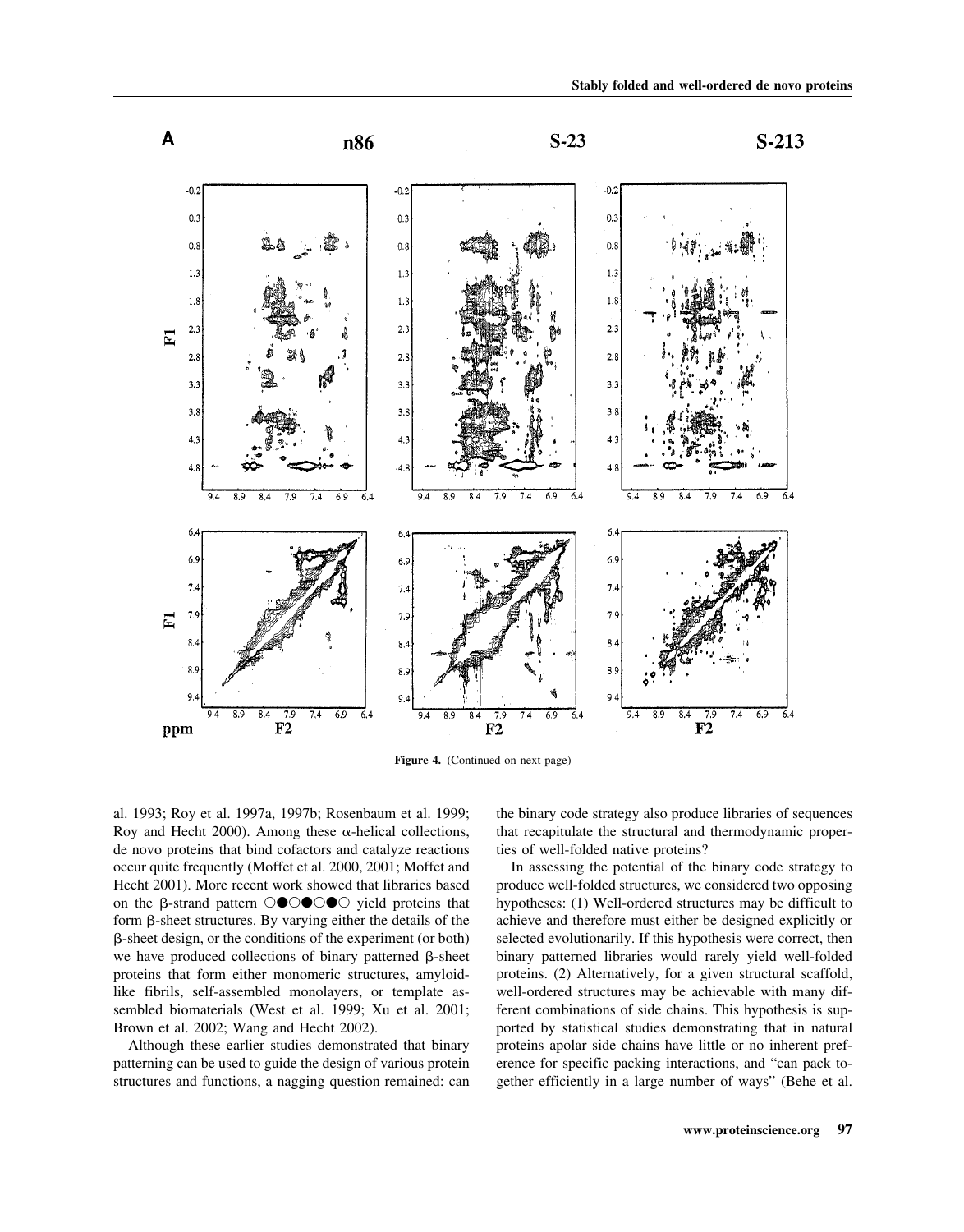A

n86 S-23 S-213

F1

F1

ppm F2 F2 F2

**Figure 4.** (Continued on next page)

al. 1993; Roy et al. 1997a, 1997b; Rosenbaum et al. 1999; Roy and Hecht 2000). Among these α-helical collections, de novo proteins that bind cofactors and catalyze reactions occur quite frequently (Moffet et al. 2000, 2001; Moffet and Hecht 2001). More recent work showed that libraries based on the β-strand pattern ○●○●○●○ yield proteins that form β-sheet structures. By varying either the details of the β-sheet design, or the conditions of the experiment (or both) we have produced collections of binary patterned β-sheet proteins that form either monomeric structures, amyloid-like fibrils, self-assembled monolayers, or template assembled biomaterials (West et al. 1999; Xu et al. 2001; Brown et al. 2002; Wang and Hecht 2002).

Although these earlier studies demonstrated that binary patterning can be used to guide the design of various protein structures and functions, a nagging question remained: can the binary code strategy also produce libraries of sequences that recapitulate the structural and thermodynamic properties of well-folded native proteins?

In assessing the potential of the binary code strategy to produce well-folded structures, we considered two opposing hypotheses: (1) Well-ordered structures may be difficult to achieve and therefore must either be designed explicitly or selected evolutionarily. If this hypothesis were correct, then binary patterned libraries would rarely yield well-folded proteins. (2) Alternatively, for a given structural scaffold, well-ordered structures may be achievable with many different combinations of side chains. This hypothesis is supported by statistical studies demonstrating that in natural proteins apolar side chains have little or no inherent preference for specific packing interactions, and "can pack together efficiently in a large number of ways" (Behe et al.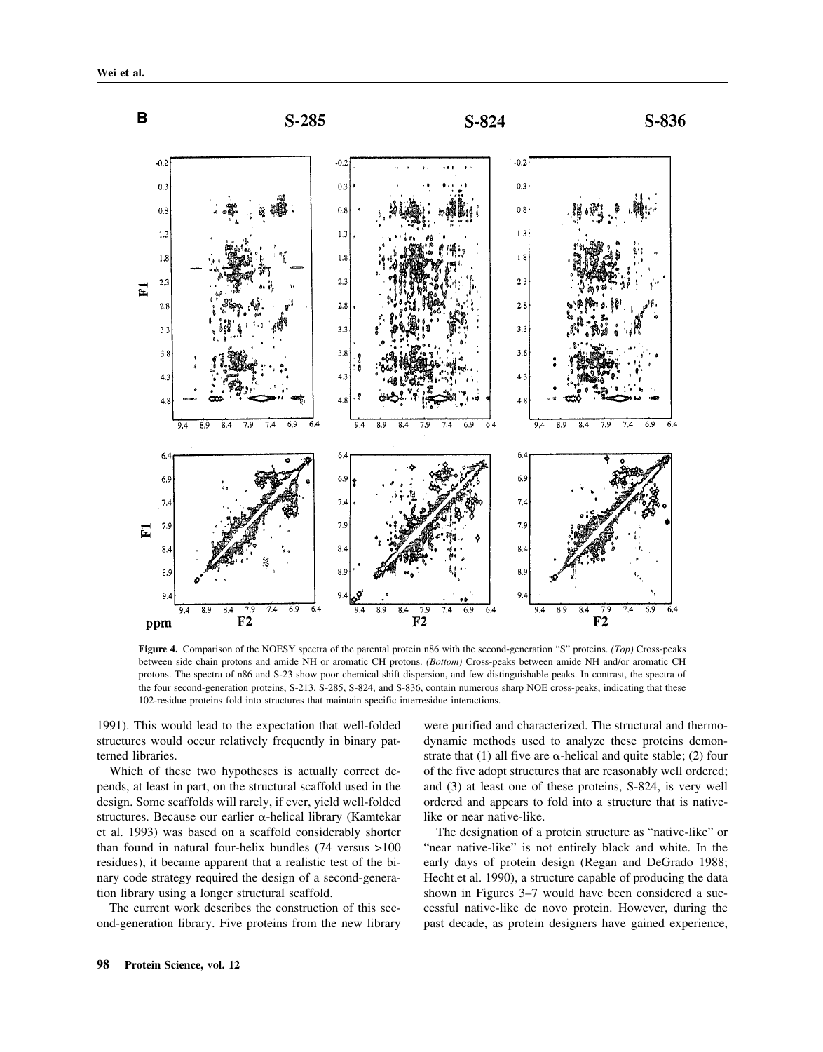B

S-285

S-824

S-836

F1

F2

ppm

**Figure 4.** Comparison of the NOESY spectra of the parental protein n86 with the second-generation "S" proteins. *(Top)* Cross-peaks between side chain protons and amide NH or aromatic CH protons. *(Bottom)* Cross-peaks between amide NH and/or aromatic CH protons. The spectra of n86 and S-23 show poor chemical shift dispersion, and few distinguishable peaks. In contrast, the spectra of the four second-generation proteins, S-213, S-285, S-824, and S-836, contain numerous sharp NOE cross-peaks, indicating that these 102-residue proteins fold into structures that maintain specific interresidue interactions.

1991). This would lead to the expectation that well-folded structures would occur relatively frequently in binary patterned libraries.

Which of these two hypotheses is actually correct depends, at least in part, on the structural scaffold used in the design. Some scaffolds will rarely, if ever, yield well-folded structures. Because our earlier α-helical library (Kamtekar et al. 1993) was based on a scaffold considerably shorter than found in natural four-helix bundles (74 versus >100 residues), it became apparent that a realistic test of the binary code strategy required the design of a second-generation library using a longer structural scaffold.

The current work describes the construction of this second-generation library. Five proteins from the new library were purified and characterized. The structural and thermodynamic methods used to analyze these proteins demonstrate that (1) all five are α-helical and quite stable; (2) four of the five adopt structures that are reasonably well ordered; and (3) at least one of these proteins, S-824, is very well ordered and appears to fold into a structure that is native-like or near native-like.

The designation of a protein structure as "native-like" or "near native-like" is not entirely black and white. In the early days of protein design (Regan and DeGrado 1988; Hecht et al. 1990), a structure capable of producing the data shown in Figures 3–7 would have been considered a successful native-like de novo protein. However, during the past decade, as protein designers have gained experience,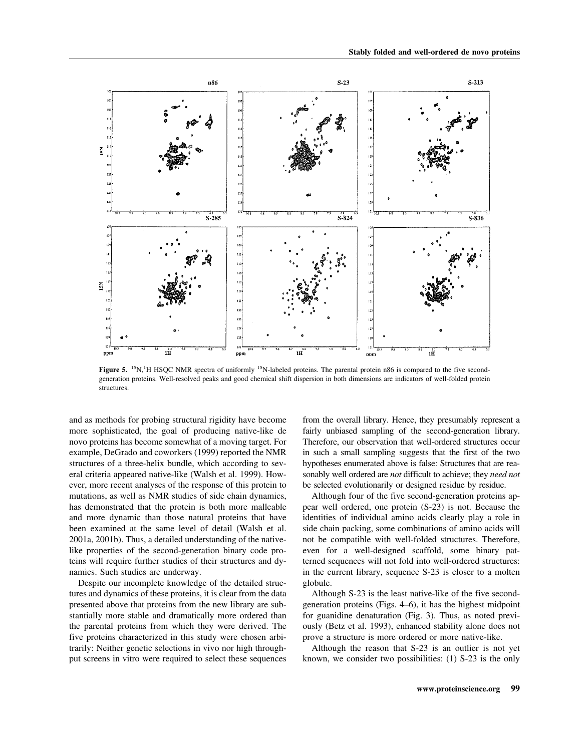n86

S-23

S-213

S-285

S-824

S-836

15N

1H

ppm

**Figure 5.** $^{15}N$,$^{1}H$ HSQC NMR spectra of uniformly $^{15}N$-labeled proteins. The parental protein n86 is compared to the five second-generation proteins. Well-resolved peaks and good chemical shift dispersion in both dimensions are indicators of well-folded protein structures.

and as methods for probing structural rigidity have become more sophisticated, the goal of producing native-like de novo proteins has become somewhat of a moving target. For example, DeGrado and coworkers (1999) reported the NMR structures of a three-helix bundle, which according to several criteria appeared native-like (Walsh et al. 1999). However, more recent analyses of the response of this protein to mutations, as well as NMR studies of side chain dynamics, has demonstrated that the protein is both more malleable and more dynamic than those natural proteins that have been examined at the same level of detail (Walsh et al. 2001a, 2001b). Thus, a detailed understanding of the native-like properties of the second-generation binary code proteins will require further studies of their structures and dynamics. Such studies are underway.

Despite our incomplete knowledge of the detailed structures and dynamics of these proteins, it is clear from the data presented above that proteins from the new library are substantially more stable and dramatically more ordered than the parental proteins from which they were derived. The five proteins characterized in this study were chosen arbitrarily: Neither genetic selections in vivo nor high throughput screens in vitro were required to select these sequences from the overall library. Hence, they presumably represent a fairly unbiased sampling of the second-generation library. Therefore, our observation that well-ordered structures occur in such a small sampling suggests that the first of the two hypotheses enumerated above is false: Structures that are reasonably well ordered are *not* difficult to achieve; they *need not* be selected evolutionarily or designed residue by residue.

Although four of the five second-generation proteins appear well ordered, one protein (S-23) is not. Because the identities of individual amino acids clearly play a role in side chain packing, some combinations of amino acids will not be compatible with well-folded structures. Therefore, even for a well-designed scaffold, some binary patterned sequences will not fold into well-ordered structures: in the current library, sequence S-23 is closer to a molten globule.

Although S-23 is the least native-like of the five second-generation proteins (Figs. 4–6), it has the highest midpoint for guanidine denaturation (Fig. 3). Thus, as noted previously (Betz et al. 1993), enhanced stability alone does not prove a structure is more ordered or more native-like.

Although the reason that S-23 is an outlier is not yet known, we consider two possibilities: (1) S-23 is the only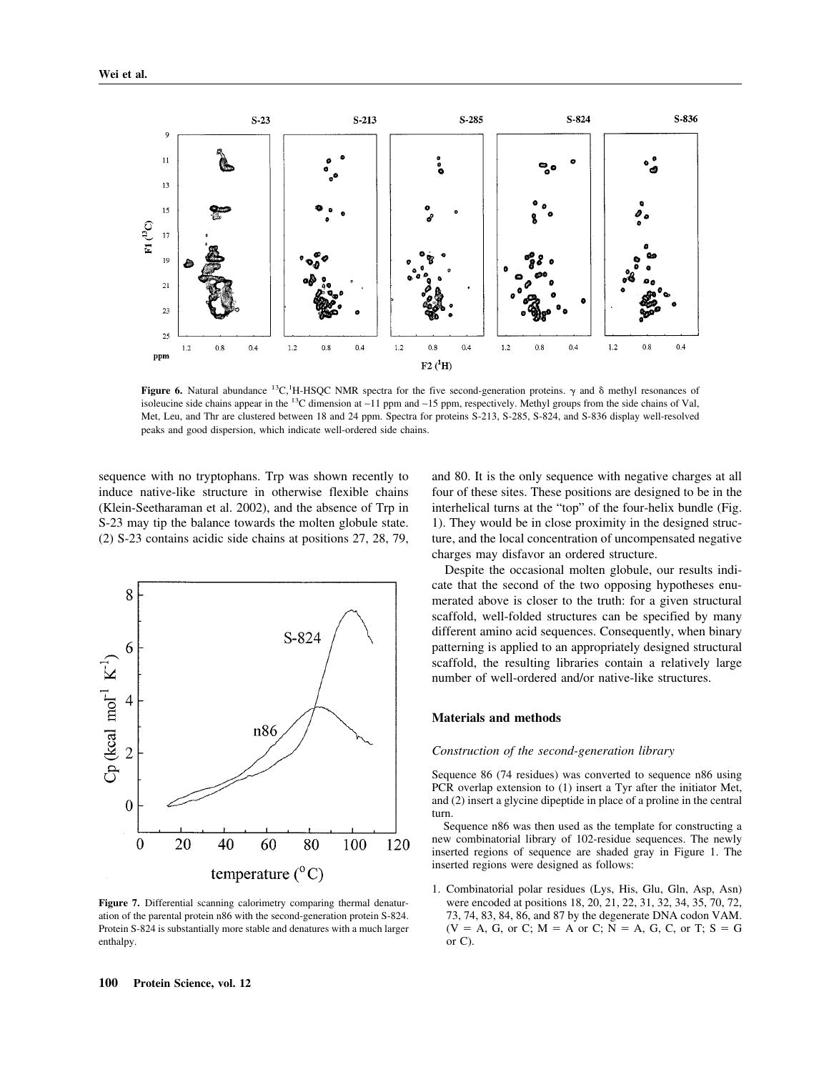S-23 S-213 S-285 S-824 S-836

F1 ($^{13}$C)

9
11
13
15
17
19
21
23
25

ppm 1.2 0.8 0.4 1.2 0.8 0.4 1.2 0.8 0.4 1.2 0.8 0.4 1.2 0.8 0.4

F2 ($^{1}$H)

**Figure 6.** Natural abundance $^{13}$C,$^{1}$H-HSQC NMR spectra for the five second-generation proteins. $\gamma$ and $\delta$ methyl resonances of isoleucine side chains appear in the $^{13}$C dimension at ~11 ppm and ~15 ppm, respectively. Methyl groups from the side chains of Val, Met, Leu, and Thr are clustered between 18 and 24 ppm. Spectra for proteins S-213, S-285, S-824, and S-836 display well-resolved peaks and good dispersion, which indicate well-ordered side chains.

sequence with no tryptophans. Trp was shown recently to induce native-like structure in otherwise flexible chains (Klein-Seetharaman et al. 2002), and the absence of Trp in S-23 may tip the balance towards the molten globule state. (2) S-23 contains acidic side chains at positions 27, 28, 79, and 80. It is the only sequence with negative charges at all four of these sites. These positions are designed to be in the interhelical turns at the "top" of the four-helix bundle (Fig. 1). They would be in close proximity in the designed structure, and the local concentration of uncompensated negative charges may disfavor an ordered structure.

Despite the occasional molten globule, our results indicate that the second of the two opposing hypotheses enumerated above is closer to the truth: for a given structural scaffold, well-folded structures can be specified by many different amino acid sequences. Consequently, when binary patterning is applied to an appropriately designed structural scaffold, the resulting libraries contain a relatively large number of well-ordered and/or native-like structures.

Cp (kcal mol$^{-1}$ K$^{-1}$)

8
6
4
2
0

S-824

n86

0 20 40 60 80 100 120

temperature ($^{o}$C)

**Figure 7.** Differential scanning calorimetry comparing thermal denaturation of the parental protein n86 with the second-generation protein S-824. Protein S-824 is substantially more stable and denatures with a much larger enthalpy.

## Materials and methods

### *Construction of the second-generation library*

Sequence 86 (74 residues) was converted to sequence n86 using PCR overlap extension to (1) insert a Tyr after the initiator Met, and (2) insert a glycine dipeptide in place of a proline in the central turn.

Sequence n86 was then used as the template for constructing a new combinatorial library of 102-residue sequences. The newly inserted regions of sequence are shaded gray in Figure 1. The inserted regions were designed as follows:

1. Combinatorial polar residues (Lys, His, Glu, Gln, Asp, Asn) were encoded at positions 18, 20, 21, 22, 31, 32, 34, 35, 70, 72, 73, 74, 83, 84, 86, and 87 by the degenerate DNA codon VAM. (V = A, G, or C; M = A or C; N = A, G, C, or T; S = G or C).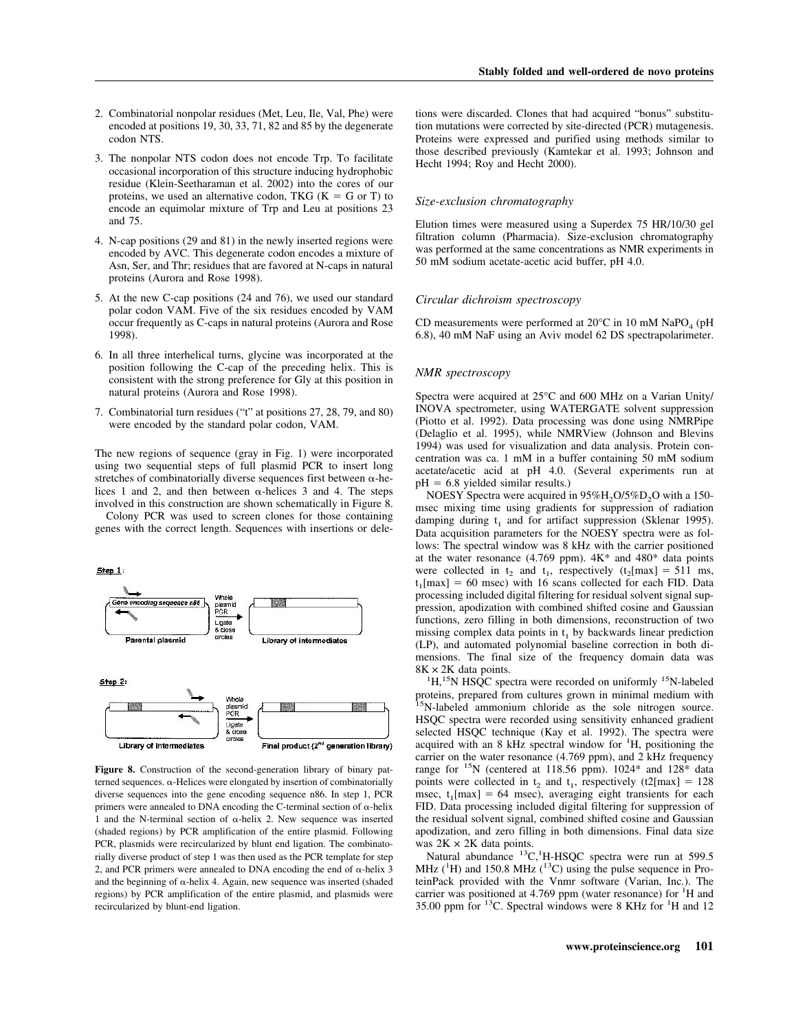2. Combinatorial nonpolar residues (Met, Leu, Ile, Val, Phe) were encoded at positions 19, 30, 33, 71, 82 and 85 by the degenerate codon NTS.

3. The nonpolar NTS codon does not encode Trp. To facilitate occasional incorporation of this structure inducing hydrophobic residue (Klein-Seetharaman et al. 2002) into the cores of our proteins, we used an alternative codon, TKG (K = G or T) to encode an equimolar mixture of Trp and Leu at positions 23 and 75.

4. N-cap positions (29 and 81) in the newly inserted regions were encoded by AVC. This degenerate codon encodes a mixture of Asn, Ser, and Thr; residues that are favored at N-caps in natural proteins (Aurora and Rose 1998).

5. At the new C-cap positions (24 and 76), we used our standard polar codon VAM. Five of the six residues encoded by VAM occur frequently as C-caps in natural proteins (Aurora and Rose 1998).

6. In all three interhelical turns, glycine was incorporated at the position following the C-cap of the preceding helix. This is consistent with the strong preference for Gly at this position in natural proteins (Aurora and Rose 1998).

7. Combinatorial turn residues ("t" at positions 27, 28, 79, and 80) were encoded by the standard polar codon, VAM.

The new regions of sequence (gray in Fig. 1) were incorporated using two sequential steps of full plasmid PCR to insert long stretches of combinatorially diverse sequences first between α-helices 1 and 2, and then between α-helices 3 and 4. The steps involved in this construction are shown schematically in Figure 8.

Colony PCR was used to screen clones for those containing genes with the correct length. Sequences with insertions or deletions were discarded. Clones that had acquired "bonus" substitution mutations were corrected by site-directed (PCR) mutagenesis. Proteins were expressed and purified using methods similar to those described previously (Kamtekar et al. 1993; Johnson and Hecht 1994; Roy and Hecht 2000).

Step 1:

Gene encoding sequence n86

Whole plasmid PCR

Ligate & close circles

Parental plasmid

Library of intermediates

Step 2:

Whole plasmid PCR

Ligate & close circles

Library of intermediates

Final product (2nd generation library)

**Figure 8.** Construction of the second-generation library of binary patterned sequences. α-Helices were elongated by insertion of combinatorially diverse sequences into the gene encoding sequence n86. In step 1, PCR primers were annealed to DNA encoding the C-terminal section of α-helix 1 and the N-terminal section of α-helix 2. New sequence was inserted (shaded regions) by PCR amplification of the entire plasmid. Following PCR, plasmids were recircularized by blunt end ligation. The combinatorially diverse product of step 1 was then used as the PCR template for step 2, and PCR primers were annealed to DNA encoding the end of α-helix 3 and the beginning of α-helix 4. Again, new sequence was inserted (shaded regions) by PCR amplification of the entire plasmid, and plasmids were recircularized by blunt-end ligation.

### *Size-exclusion chromatography*

Elution times were measured using a Superdex 75 HR/10/30 gel filtration column (Pharmacia). Size-exclusion chromatography was performed at the same concentrations as NMR experiments in 50 mM sodium acetate-acetic acid buffer, pH 4.0.

### *Circular dichroism spectroscopy*

CD measurements were performed at 20°C in 10 mM $NaPO_4$ (pH 6.8), 40 mM NaF using an Aviv model 62 DS spectrapolarimeter.

### *NMR spectroscopy*

Spectra were acquired at 25°C and 600 MHz on a Varian Unity/INOVA spectrometer, using WATERGATE solvent suppression (Piotto et al. 1992). Data processing was done using NMRPipe (Delaglio et al. 1995), while NMRView (Johnson and Blevins 1994) was used for visualization and data analysis. Protein concentration was ca. 1 mM in a buffer containing 50 mM sodium acetate/acetic acid at pH 4.0. (Several experiments run at pH = 6.8 yielded similar results.)

NOESY Spectra were acquired in $95\%H_2O/5\%D_2O$ with a 150-msec mixing time using gradients for suppression of radiation damping during $t_1$ and for artifact suppression (Sklenar 1995). Data acquisition parameters for the NOESY spectra were as follows: The spectral window was 8 kHz with the carrier positioned at the water resonance (4.769 ppm). 4K* and 480* data points were collected in $t_2$ and $t_1$, respectively ($t_2[max]$ = 511 ms, $t_1[max]$ = 60 msec) with 16 scans collected for each FID. Data processing included digital filtering for residual solvent signal suppression, apodization with combined shifted cosine and Gaussian functions, zero filling in both dimensions, reconstruction of two missing complex data points in $t_1$ by backwards linear prediction (LP), and automated polynomial baseline correction in both dimensions. The final size of the frequency domain data was 8K × 2K data points.

$^{1}H,^{15}N$ HSQC spectra were recorded on uniformly $^{15}N$-labeled proteins, prepared from cultures grown in minimal medium with $^{15}N$-labeled ammonium chloride as the sole nitrogen source. HSQC spectra were recorded using sensitivity enhanced gradient selected HSQC technique (Kay et al. 1992). The spectra were acquired with an 8 kHz spectral window for $^{1}H$, positioning the carrier on the water resonance (4.769 ppm), and 2 kHz frequency range for $^{15}N$ (centered at 118.56 ppm). 1024* and 128* data points were collected in $t_2$ and $t_1$, respectively ($t2[max]$ = 128 msec, $t_1[max]$ = 64 msec), averaging eight transients for each FID. Data processing included digital filtering for suppression of the residual solvent signal, combined shifted cosine and Gaussian apodization, and zero filling in both dimensions. Final data size was 2K × 2K data points.

Natural abundance $^{13}C,^{1}H$-HSQC spectra were run at 599.5 MHz ($^{1}H$) and 150.8 MHz ($^{13}C$) using the pulse sequence in ProteinPack provided with the Vnmr software (Varian, Inc.). The carrier was positioned at 4.769 ppm (water resonance) for $^{1}H$ and 35.00 ppm for $^{13}C$. Spectral windows were 8 KHz for $^{1}H$ and 12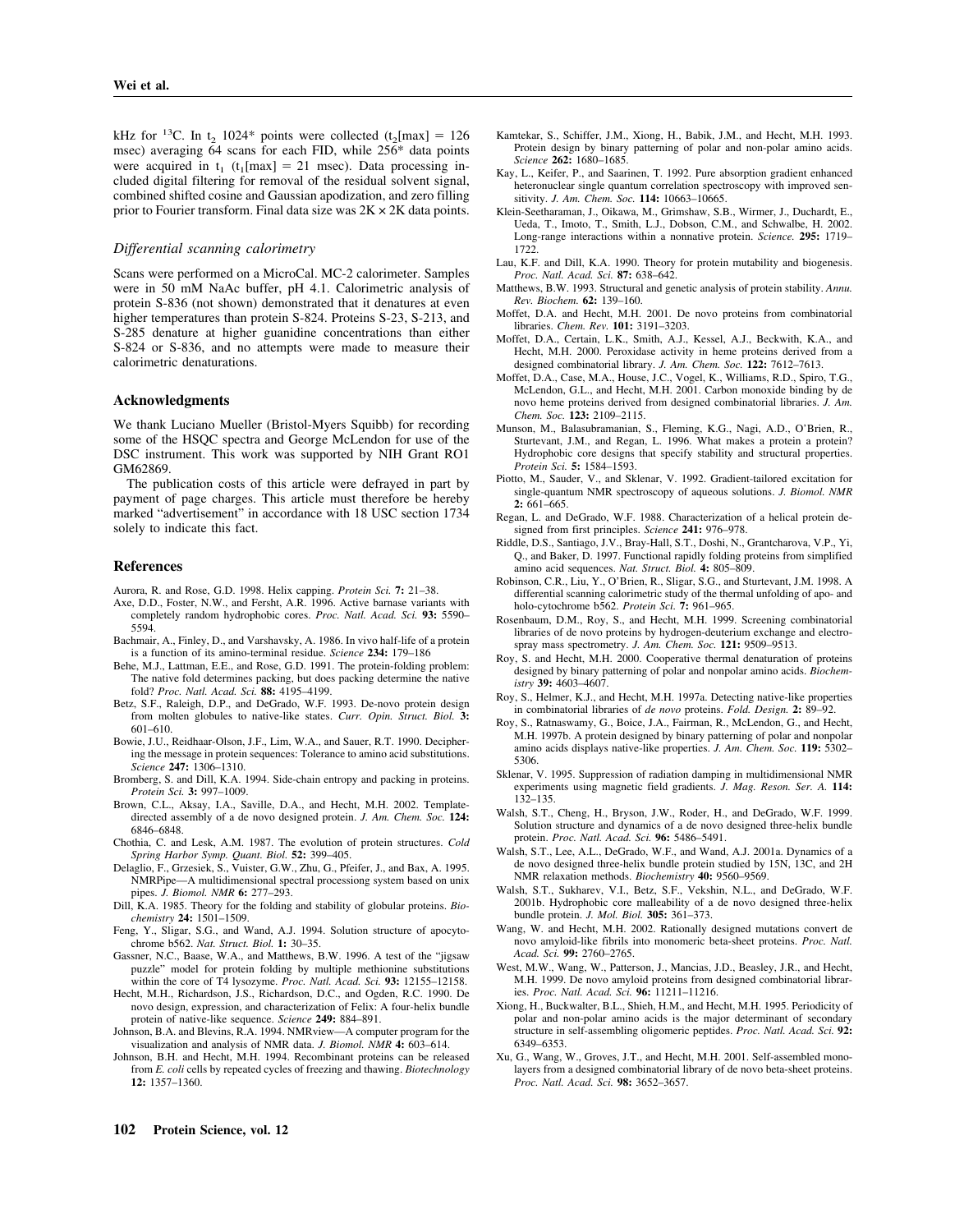kHz for $^{13}$C. In $t_2$ 1024* points were collected ($t_2$[max] = 126 msec) averaging 64 scans for each FID, while 256* data points were acquired in $t_1$ ($t_1$[max] = 21 msec). Data processing included digital filtering for removal of the residual solvent signal, combined shifted cosine and Gaussian apodization, and zero filling prior to Fourier transform. Final data size was 2K × 2K data points.

### *Differential scanning calorimetry*

Scans were performed on a MicroCal. MC-2 calorimeter. Samples were in 50 mM NaAc buffer, pH 4.1. Calorimetric analysis of protein S-836 (not shown) demonstrated that it denatures at even higher temperatures than protein S-824. Proteins S-23, S-213, and S-285 denature at higher guanidine concentrations than either S-824 or S-836, and no attempts were made to measure their calorimetric denaturations.

## Acknowledgments

We thank Luciano Mueller (Bristol-Myers Squibb) for recording some of the HSQC spectra and George McLendon for use of the DSC instrument. This work was supported by NIH Grant RO1 GM62869.

The publication costs of this article were defrayed in part by payment of page charges. This article must therefore be hereby marked "advertisement" in accordance with 18 USC section 1734 solely to indicate this fact.

## References

Aurora, R. and Rose, G.D. 1998. Helix capping. *Protein Sci.* **7:** 21–38.

Axe, D.D., Foster, N.W., and Fersht, A.R. 1996. Active barnase variants with completely random hydrophobic cores. *Proc. Natl. Acad. Sci.* **93:** 5590–5594.

Bachmair, A., Finley, D., and Varshavsky, A. 1986. In vivo half-life of a protein is a function of its amino-terminal residue. *Science* **234:** 179–186

Behe, M.J., Lattman, E.E., and Rose, G.D. 1991. The protein-folding problem: The native fold determines packing, but does packing determine the native fold? *Proc. Natl. Acad. Sci.* **88:** 4195–4199.

Betz, S.F., Raleigh, D.P., and DeGrado, W.F. 1993. De-novo protein design from molten globules to native-like states. *Curr. Opin. Struct. Biol.* **3:** 601–610.

Bowie, J.U., Reidhaar-Olson, J.F., Lim, W.A., and Sauer, R.T. 1990. Deciphering the message in protein sequences: Tolerance to amino acid substitutions. *Science* **247:** 1306–1310.

Bromberg, S. and Dill, K.A. 1994. Side-chain entropy and packing in proteins. *Protein Sci.* **3:** 997–1009.

Brown, C.L., Aksay, I.A., Saville, D.A., and Hecht, M.H. 2002. Template-directed assembly of a de novo designed protein. *J. Am. Chem. Soc.* **124:** 6846–6848.

Chothia, C. and Lesk, A.M. 1987. The evolution of protein structures. *Cold Spring Harbor Symp. Quant. Biol.* **52:** 399–405.

Delaglio, F., Grzesiek, S., Vuister, G.W., Zhu, G., Pfeifer, J., and Bax, A. 1995. NMRPipe—A multidimensional spectral processiong system based on unix pipes. *J. Biomol. NMR* **6:** 277–293.

Dill, K.A. 1985. Theory for the folding and stability of globular proteins. *Biochemistry* **24:** 1501–1509.

Feng, Y., Sligar, S.G., and Wand, A.J. 1994. Solution structure of apocytochrome b562. *Nat. Struct. Biol.* **1:** 30–35.

Gassner, N.C., Baase, W.A., and Matthews, B.W. 1996. A test of the "jigsaw puzzle" model for protein folding by multiple methionine substitutions within the core of T4 lysozyme. *Proc. Natl. Acad. Sci.* **93:** 12155–12158.

Hecht, M.H., Richardson, J.S., Richardson, D.C., and Ogden, R.C. 1990. De novo design, expression, and characterization of Felix: A four-helix bundle protein of native-like sequence. *Science* **249:** 884–891.

Johnson, B.A. and Blevins, R.A. 1994. NMRview—A computer program for the visualization and analysis of NMR data. *J. Biomol. NMR* **4:** 603–614.

Johnson, B.H. and Hecht, M.H. 1994. Recombinant proteins can be released from *E. coli* cells by repeated cycles of freezing and thawing. *Biotechnology* **12:** 1357–1360.

Kamtekar, S., Schiffer, J.M., Xiong, H., Babik, J.M., and Hecht, M.H. 1993. Protein design by binary patterning of polar and non-polar amino acids. *Science* **262:** 1680–1685.

Kay, L., Keifer, P., and Saarinen, T. 1992. Pure absorption gradient enhanced heteronuclear single quantum correlation spectroscopy with improved sensitivity. *J. Am. Chem. Soc.* **114:** 10663–10665.

Klein-Seetharaman, J., Oikawa, M., Grimshaw, S.B., Wirmer, J., Duchardt, E., Ueda, T., Imoto, T., Smith, L.J., Dobson, C.M., and Schwalbe, H. 2002. Long-range interactions within a nonnative protein. *Science.* **295:** 1719–1722.

Lau, K.F. and Dill, K.A. 1990. Theory for protein mutability and biogenesis. *Proc. Natl. Acad. Sci.* **87:** 638–642.

Matthews, B.W. 1993. Structural and genetic analysis of protein stability. *Annu. Rev. Biochem.* **62:** 139–160.

Moffet, D.A. and Hecht, M.H. 2001. De novo proteins from combinatorial libraries. *Chem. Rev.* **101:** 3191–3203.

Moffet, D.A., Certain, L.K., Smith, A.J., Kessel, A.J., Beckwith, K.A., and Hecht, M.H. 2000. Peroxidase activity in heme proteins derived from a designed combinatorial library. *J. Am. Chem. Soc.* **122:** 7612–7613.

Moffet, D.A., Case, M.A., House, J.C., Vogel, K., Williams, R.D., Spiro, T.G., McLendon, G.L., and Hecht, M.H. 2001. Carbon monoxide binding by de novo heme proteins derived from designed combinatorial libraries. *J. Am. Chem. Soc.* **123:** 2109–2115.

Munson, M., Balasubramanian, S., Fleming, K.G., Nagi, A.D., O'Brien, R., Sturtevant, J.M., and Regan, L. 1996. What makes a protein a protein? Hydrophobic core designs that specify stability and structural properties. *Protein Sci.* **5:** 1584–1593.

Piotto, M., Sauder, V., and Sklenar, V. 1992. Gradient-tailored excitation for single-quantum NMR spectroscopy of aqueous solutions. *J. Biomol. NMR* **2:** 661–665.

Regan, L. and DeGrado, W.F. 1988. Characterization of a helical protein designed from first principles. *Science* **241:** 976–978.

Riddle, D.S., Santiago, J.V., Bray-Hall, S.T., Doshi, N., Grantcharova, V.P., Yi, Q., and Baker, D. 1997. Functional rapidly folding proteins from simplified amino acid sequences. *Nat. Struct. Biol.* **4:** 805–809.

Robinson, C.R., Liu, Y., O'Brien, R., Sligar, S.G., and Sturtevant, J.M. 1998. A differential scanning calorimetric study of the thermal unfolding of apo- and holo-cytochrome b562. *Protein Sci.* **7:** 961–965.

Rosenbaum, D.M., Roy, S., and Hecht, M.H. 1999. Screening combinatorial libraries of de novo proteins by hydrogen-deuterium exchange and electrospray mass spectrometry. *J. Am. Chem. Soc.* **121:** 9509–9513.

Roy, S. and Hecht, M.H. 2000. Cooperative thermal denaturation of proteins designed by binary patterning of polar and nonpolar amino acids. *Biochemistry* **39:** 4603–4607.

Roy, S., Helmer, K.J., and Hecht, M.H. 1997a. Detecting native-like properties in combinatorial libraries of *de novo* proteins. *Fold. Design.* **2:** 89–92.

Roy, S., Ratnaswamy, G., Boice, J.A., Fairman, R., McLendon, G., and Hecht, M.H. 1997b. A protein designed by binary patterning of polar and nonpolar amino acids displays native-like properties. *J. Am. Chem. Soc.* **119:** 5302–5306.

Sklenar, V. 1995. Suppression of radiation damping in multidimensional NMR experiments using magnetic field gradients. *J. Mag. Reson. Ser. A.* **114:** 132–135.

Walsh, S.T., Cheng, H., Bryson, J.W., Roder, H., and DeGrado, W.F. 1999. Solution structure and dynamics of a de novo designed three-helix bundle protein. *Proc. Natl. Acad. Sci.* **96:** 5486–5491.

Walsh, S.T., Lee, A.L., DeGrado, W.F., and Wand, A.J. 2001a. Dynamics of a de novo designed three-helix bundle protein studied by 15N, 13C, and 2H NMR relaxation methods. *Biochemistry* **40:** 9560–9569.

Walsh, S.T., Sukharev, V.I., Betz, S.F., Vekshin, N.L., and DeGrado, W.F. 2001b. Hydrophobic core malleability of a de novo designed three-helix bundle protein. *J. Mol. Biol.* **305:** 361–373.

Wang, W. and Hecht, M.H. 2002. Rationally designed mutations convert de novo amyloid-like fibrils into monomeric beta-sheet proteins. *Proc. Natl. Acad. Sci.* **99:** 2760–2765.

West, M.W., Wang, W., Patterson, J., Mancias, J.D., Beasley, J.R., and Hecht, M.H. 1999. De novo amyloid proteins from designed combinatorial libraries. *Proc. Natl. Acad. Sci.* **96:** 11211–11216.

Xiong, H., Buckwalter, B.L., Shieh, H.M., and Hecht, M.H. 1995. Periodicity of polar and non-polar amino acids is the major determinant of secondary structure in self-assembling oligomeric peptides. *Proc. Natl. Acad. Sci.* **92:** 6349–6353.

Xu, G., Wang, W., Groves, J.T., and Hecht, M.H. 2001. Self-assembled monolayers from a designed combinatorial library of de novo beta-sheet proteins. *Proc. Natl. Acad. Sci.* **98:** 3652–3657.